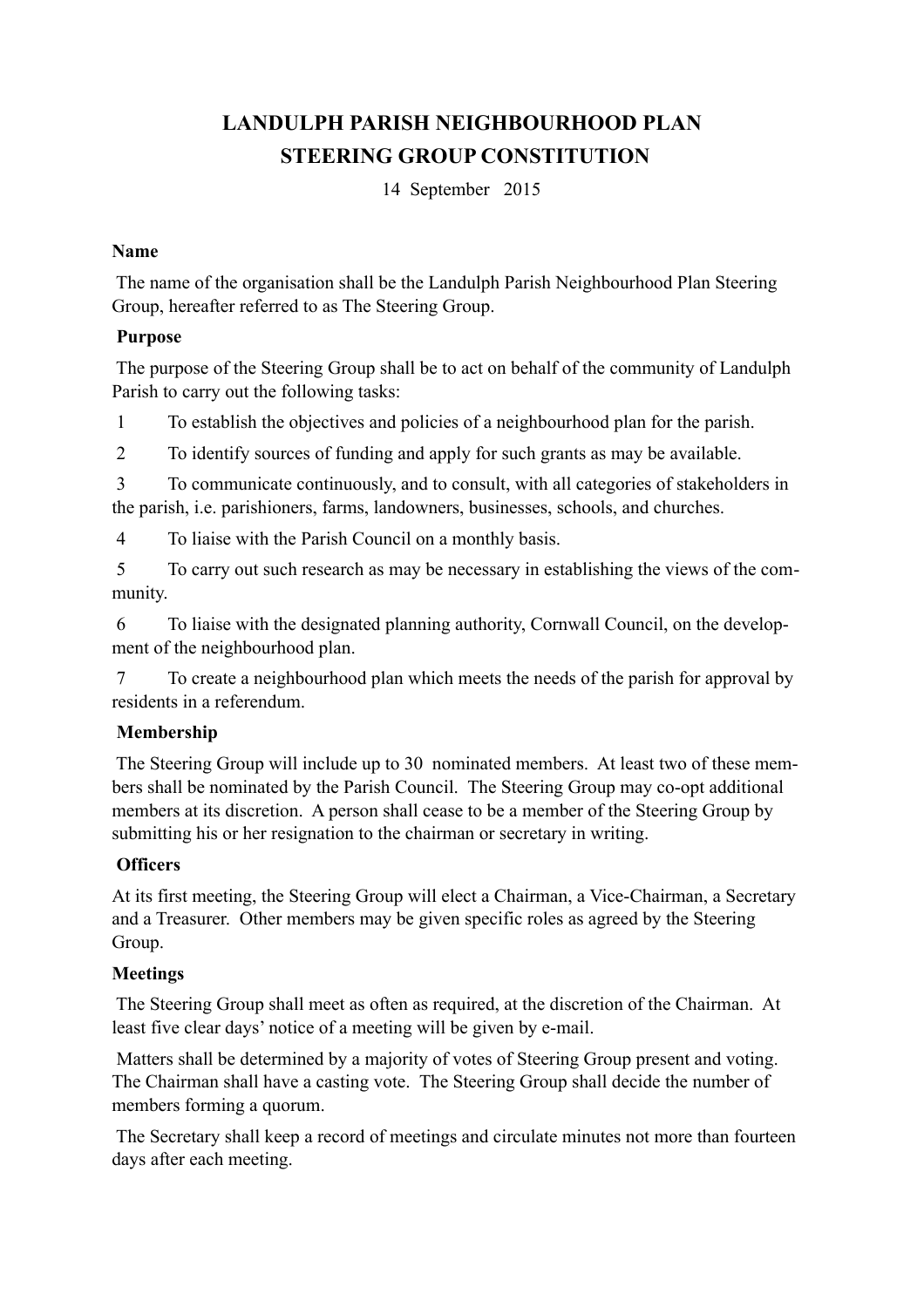# LANDULPH PARISH NEIGHBOURHOOD PLAN
# STEERING GROUP CONSTITUTION

14 September 2015

**Name**

The name of the organisation shall be the Landulph Parish Neighbourhood Plan Steering Group, hereafter referred to as The Steering Group.

**Purpose**

The purpose of the Steering Group shall be to act on behalf of the community of Landulph Parish to carry out the following tasks:

1 To establish the objectives and policies of a neighbourhood plan for the parish.

2 To identify sources of funding and apply for such grants as may be available.

3 To communicate continuously, and to consult, with all categories of stakeholders in the parish, i.e. parishioners, farms, landowners, businesses, schools, and churches.

4 To liaise with the Parish Council on a monthly basis.

5 To carry out such research as may be necessary in establishing the views of the community.

6 To liaise with the designated planning authority, Cornwall Council, on the development of the neighbourhood plan.

7 To create a neighbourhood plan which meets the needs of the parish for approval by residents in a referendum.

**Membership**

The Steering Group will include up to 30 nominated members. At least two of these members shall be nominated by the Parish Council. The Steering Group may co-opt additional members at its discretion. A person shall cease to be a member of the Steering Group by submitting his or her resignation to the chairman or secretary in writing.

**Officers**

At its first meeting, the Steering Group will elect a Chairman, a Vice-Chairman, a Secretary and a Treasurer. Other members may be given specific roles as agreed by the Steering Group.

**Meetings**

The Steering Group shall meet as often as required, at the discretion of the Chairman. At least five clear days' notice of a meeting will be given by e-mail.

Matters shall be determined by a majority of votes of Steering Group present and voting. The Chairman shall have a casting vote. The Steering Group shall decide the number of members forming a quorum.

The Secretary shall keep a record of meetings and circulate minutes not more than fourteen days after each meeting.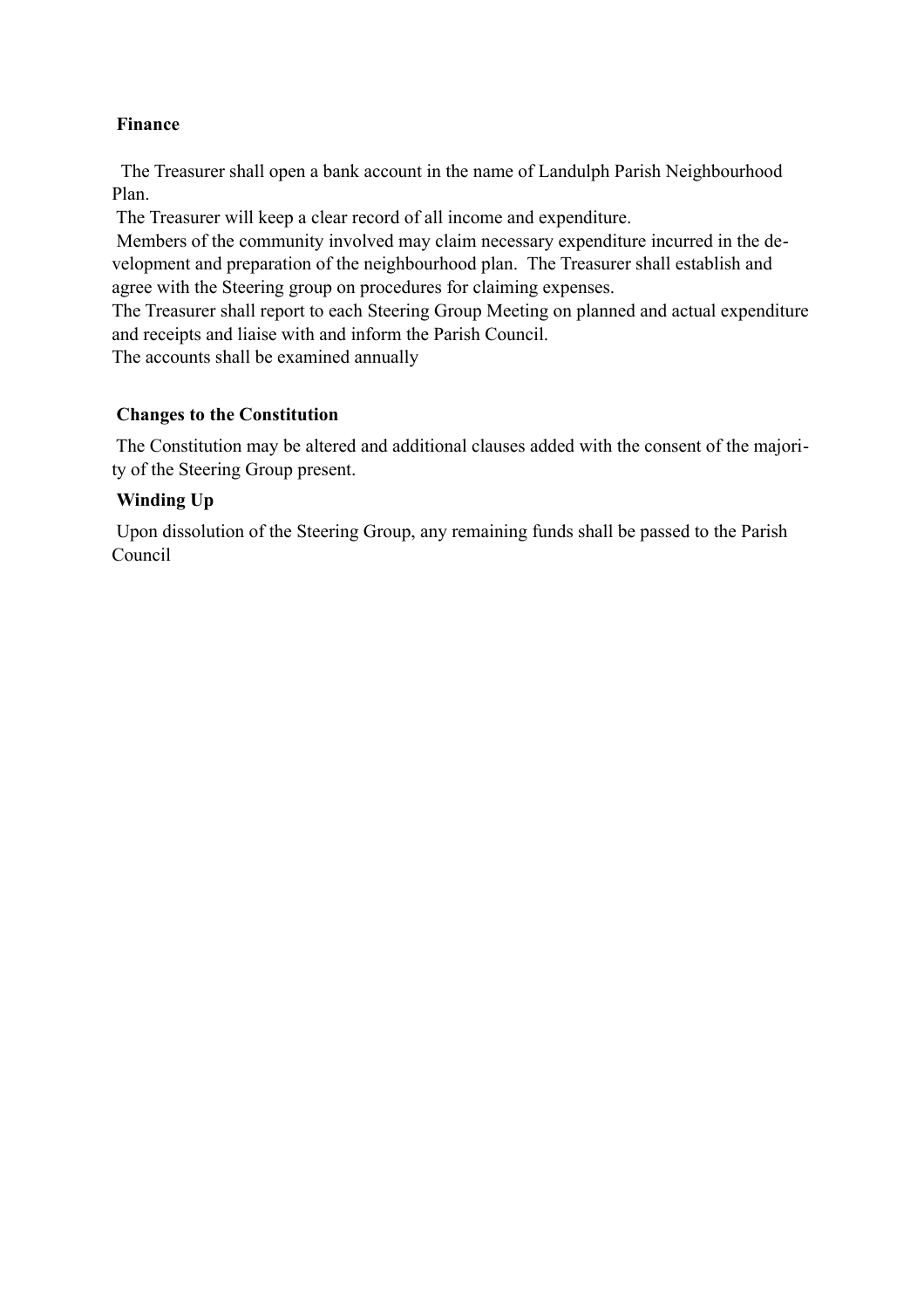**Finance**

The Treasurer shall open a bank account in the name of Landulph Parish Neighbourhood Plan.

The Treasurer will keep a clear record of all income and expenditure.

Members of the community involved may claim necessary expenditure incurred in the development and preparation of the neighbourhood plan. The Treasurer shall establish and agree with the Steering group on procedures for claiming expenses.

The Treasurer shall report to each Steering Group Meeting on planned and actual expenditure and receipts and liaise with and inform the Parish Council.

The accounts shall be examined annually

**Changes to the Constitution**

The Constitution may be altered and additional clauses added with the consent of the majority of the Steering Group present.

**Winding Up**

Upon dissolution of the Steering Group, any remaining funds shall be passed to the Parish Council